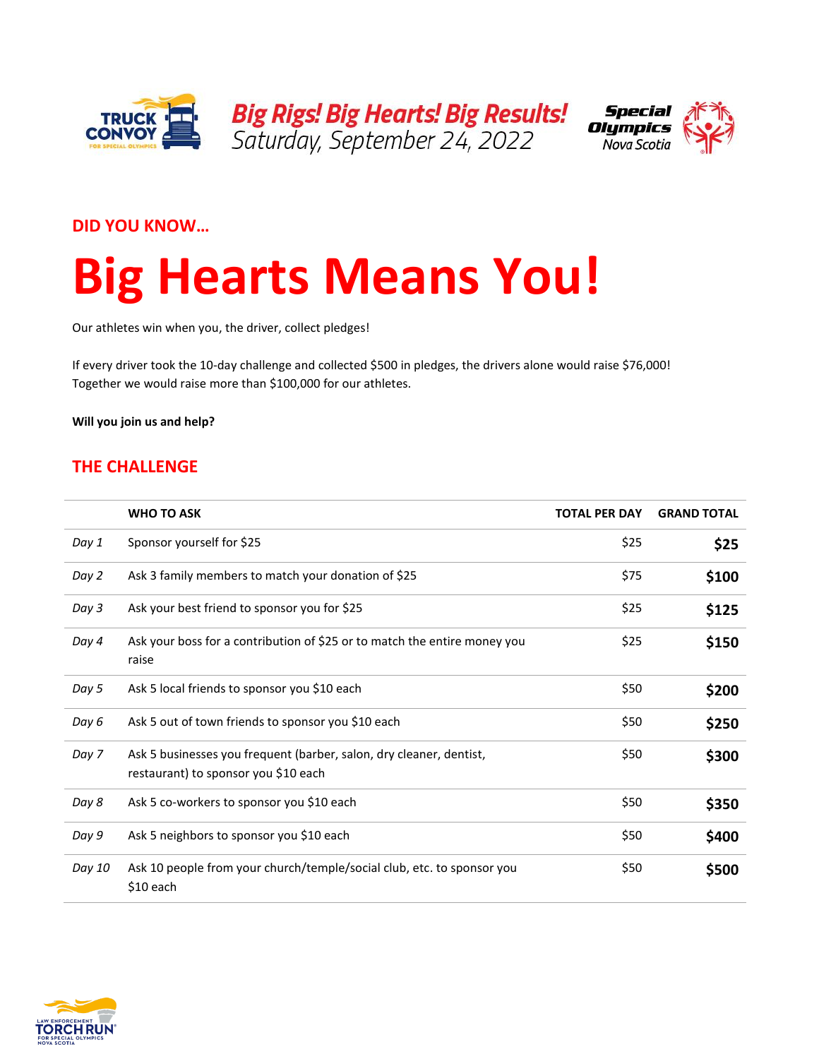**Big Rigs! Big Hearts! Big Results!**
*Saturday, September 24, 2022*

## DID YOU KNOW…

# Big Hearts Means You!

Our athletes win when you, the driver, collect pledges!

If every driver took the 10-day challenge and collected $500 in pledges, the drivers alone would raise $76,000! Together we would raise more than $100,000 for our athletes.

**Will you join us and help?**

## THE CHALLENGE

| | WHO TO ASK | TOTAL PER DAY | GRAND TOTAL |
|---|---|---|---|
| *Day 1* | Sponsor yourself for $25 | $25 | **$25** |
| *Day 2* | Ask 3 family members to match your donation of $25 | $75 | **$100** |
| *Day 3* | Ask your best friend to sponsor you for $25 | $25 | **$125** |
| *Day 4* | Ask your boss for a contribution of $25 or to match the entire money you raise | $25 | **$150** |
| *Day 5* | Ask 5 local friends to sponsor you $10 each | $50 | **$200** |
| *Day 6* | Ask 5 out of town friends to sponsor you $10 each | $50 | **$250** |
| *Day 7* | Ask 5 businesses you frequent (barber, salon, dry cleaner, dentist, restaurant) to sponsor you $10 each | $50 | **$300** |
| *Day 8* | Ask 5 co-workers to sponsor you $10 each | $50 | **$350** |
| *Day 9* | Ask 5 neighbors to sponsor you $10 each | $50 | **$400** |
| *Day 10* | Ask 10 people from your church/temple/social club, etc. to sponsor you $10 each | $50 | **$500** |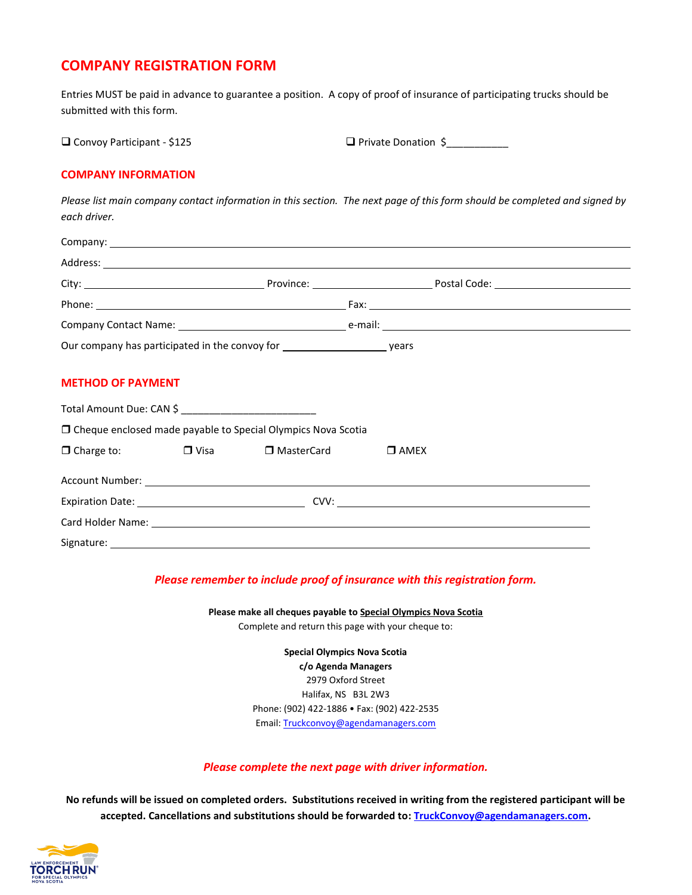# COMPANY REGISTRATION FORM

Entries MUST be paid in advance to guarantee a position. A copy of proof of insurance of participating trucks should be submitted with this form.

❑ Convoy Participant - $125 ❑ Private Donation $___________

## COMPANY INFORMATION

*Please list main company contact information in this section. The next page of this form should be completed and signed by each driver.*

Company: ______________________________________________

Address: ______________________________________________

City: ____________________ Province: ____________________ Postal Code: ____________________

Phone: ____________________ Fax: ____________________

Company Contact Name: ____________________ e-mail: ____________________

Our company has participated in the convoy for ________________ years

## METHOD OF PAYMENT

Total Amount Due: CAN $ ______________________

❑ Cheque enclosed made payable to Special Olympics Nova Scotia

❑ Charge to: ❑ Visa ❑ MasterCard ❑ AMEX

Account Number: ______________________________________________

Expiration Date: ____________________ CVV: ____________________

Card Holder Name: ______________________________________________

Signature: ______________________________________________

***Please remember to include proof of insurance with this registration form.***

**Please make all cheques payable to Special Olympics Nova Scotia**
Complete and return this page with your cheque to:

**Special Olympics Nova Scotia**
**c/o Agenda Managers**
2979 Oxford Street
Halifax, NS B3L 2W3
Phone: (902) 422-1886 • Fax: (902) 422-2535
Email: Truckconvoy@agendamanagers.com

***Please complete the next page with driver information.***

**No refunds will be issued on completed orders. Substitutions received in writing from the registered participant will be accepted. Cancellations and substitutions should be forwarded to: TruckConvoy@agendamanagers.com.**

LAW ENFORCEMENT TORCH RUN FOR SPECIAL OLYMPICS NOVA SCOTIA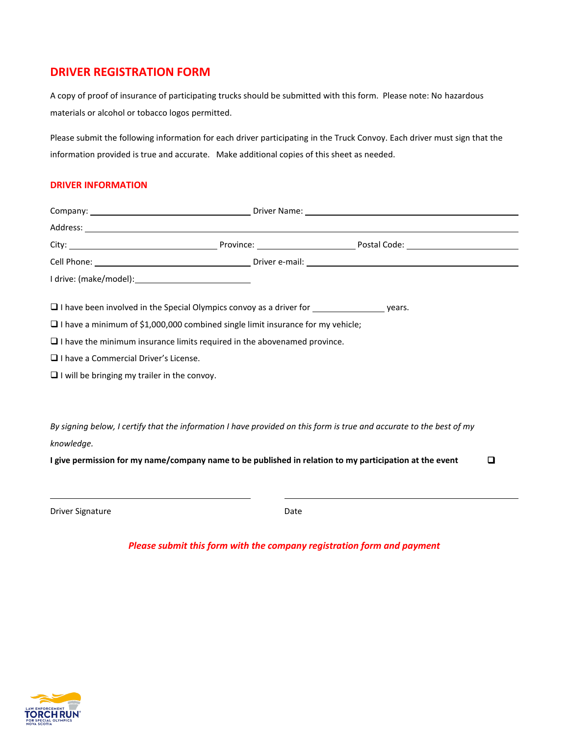# DRIVER REGISTRATION FORM

A copy of proof of insurance of participating trucks should be submitted with this form. Please note: No hazardous materials or alcohol or tobacco logos permitted.

Please submit the following information for each driver participating in the Truck Convoy. Each driver must sign that the information provided is true and accurate. Make additional copies of this sheet as needed.

## DRIVER INFORMATION

Company: ______________________________ Driver Name: ______________________________

Address: ____________________________________________________________

City: ______________________ Province: ______________ Postal Code: ______________

Cell Phone: ______________________________ Driver e-mail: ______________________________

I drive: (make/model):______________________

- ❑ I have been involved in the Special Olympics convoy as a driver for ____________ years.
- ❑ I have a minimum of $1,000,000 combined single limit insurance for my vehicle;
- ❑ I have the minimum insurance limits required in the abovenamed province.
- ❑ I have a Commercial Driver's License.
- ❑ I will be bringing my trailer in the convoy.

*By signing below, I certify that the information I have provided on this form is true and accurate to the best of my knowledge.*

**I give permission for my name/company name to be published in relation to my participation at the event** ❑

______________________________ ______________________________

Driver Signature Date

***Please submit this form with the company registration form and payment***

LAW ENFORCEMENT TORCH RUN FOR SPECIAL OLYMPICS NOVA SCOTIA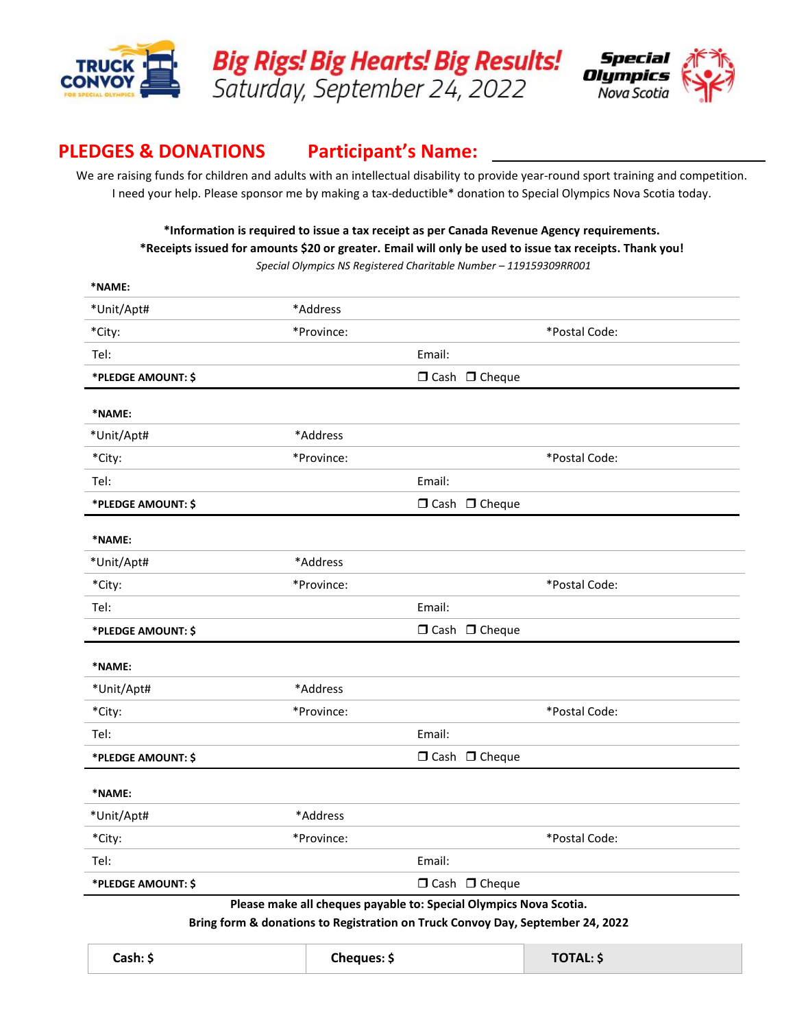Big Rigs! Big Hearts! Big Results!
Saturday, September 24, 2022

## PLEDGES & DONATIONS Participant's Name: ____________________

We are raising funds for children and adults with an intellectual disability to provide year-round sport training and competition. I need your help. Please sponsor me by making a tax-deductible* donation to Special Olympics Nova Scotia today.

**\*Information is required to issue a tax receipt as per Canada Revenue Agency requirements.**
**\*Receipts issued for amounts $20 or greater. Email will only be used to issue tax receipts. Thank you!**
*Special Olympics NS Registered Charitable Number – 119159309RR001*

| | | | |
|---|---|---|---|
| **\*NAME:** | | | |
| \*Unit/Apt# | \*Address | | |
| \*City: | \*Province: | | \*Postal Code: |
| Tel: | | Email: | |
| **\*PLEDGE AMOUNT: $** | | ❒ Cash ❒ Cheque | |

| | | | |
|---|---|---|---|
| **\*NAME:** | | | |
| \*Unit/Apt# | \*Address | | |
| \*City: | \*Province: | | \*Postal Code: |
| Tel: | | Email: | |
| **\*PLEDGE AMOUNT: $** | | ❒ Cash ❒ Cheque | |

| | | | |
|---|---|---|---|
| **\*NAME:** | | | |
| \*Unit/Apt# | \*Address | | |
| \*City: | \*Province: | | \*Postal Code: |
| Tel: | | Email: | |
| **\*PLEDGE AMOUNT: $** | | ❒ Cash ❒ Cheque | |

| | | | |
|---|---|---|---|
| **\*NAME:** | | | |
| \*Unit/Apt# | \*Address | | |
| \*City: | \*Province: | | \*Postal Code: |
| Tel: | | Email: | |
| **\*PLEDGE AMOUNT: $** | | ❒ Cash ❒ Cheque | |

| | | | |
|---|---|---|---|
| **\*NAME:** | | | |
| \*Unit/Apt# | \*Address | | |
| \*City: | \*Province: | | \*Postal Code: |
| Tel: | | Email: | |
| **\*PLEDGE AMOUNT: $** | | ❒ Cash ❒ Cheque | |

**Please make all cheques payable to: Special Olympics Nova Scotia.**
**Bring form & donations to Registration on Truck Convoy Day, September 24, 2022**

| | | |
|---|---|---|
| **Cash: $** | **Cheques: $** | **TOTAL: $** |